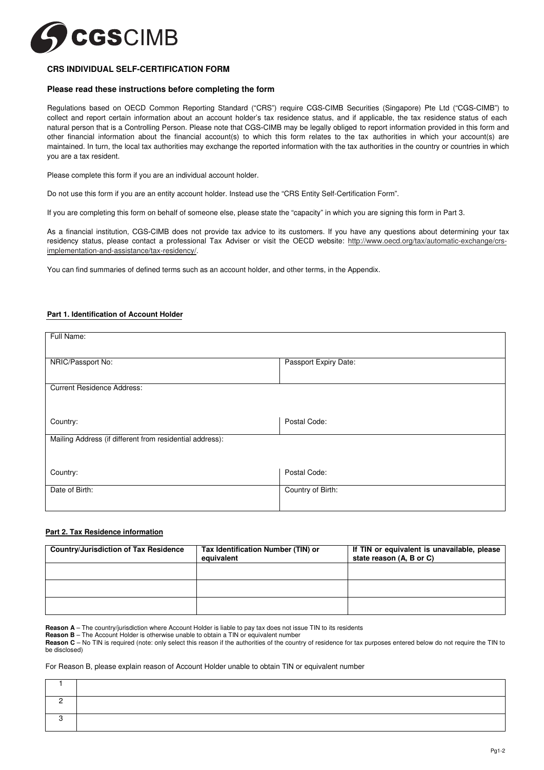CGSCIMB

## CRS INDIVIDUAL SELF-CERTIFICATION FORM

### Please read these instructions before completing the form

Regulations based on OECD Common Reporting Standard ("CRS") require CGS-CIMB Securities (Singapore) Pte Ltd ("CGS-CIMB") to collect and report certain information about an account holder's tax residence status, and if applicable, the tax residence status of each natural person that is a Controlling Person. Please note that CGS-CIMB may be legally obliged to report information provided in this form and other financial information about the financial account(s) to which this form relates to the tax authorities in which your account(s) are maintained. In turn, the local tax authorities may exchange the reported information with the tax authorities in the country or countries in which you are a tax resident.

Please complete this form if you are an individual account holder.

Do not use this form if you are an entity account holder. Instead use the "CRS Entity Self-Certification Form".

If you are completing this form on behalf of someone else, please state the "capacity" in which you are signing this form in Part 3.

As a financial institution, CGS-CIMB does not provide tax advice to its customers. If you have any questions about determining your tax residency status, please contact a professional Tax Adviser or visit the OECD website: http://www.oecd.org/tax/automatic-exchange/crs-implementation-and-assistance/tax-residency/.

You can find summaries of defined terms such as an account holder, and other terms, in the Appendix.

**Part 1. Identification of Account Holder**

| Full Name: | |
|---|---|
| NRIC/Passport No: | Passport Expiry Date: |
| Current Residence Address: | |
| Country: | Postal Code: |
| Mailing Address (if different from residential address): | |
| Country: | Postal Code: |
| Date of Birth: | Country of Birth: |

**Part 2. Tax Residence information**

| Country/Jurisdiction of Tax Residence | Tax Identification Number (TIN) or equivalent | If TIN or equivalent is unavailable, please state reason (A, B or C) |
|---|---|---|
| | | |
| | | |
| | | |

**Reason A** – The country/jurisdiction where Account Holder is liable to pay tax does not issue TIN to its residents
**Reason B** – The Account Holder is otherwise unable to obtain a TIN or equivalent number
**Reason C** – No TIN is required (note: only select this reason if the authorities of the country of residence for tax purposes entered below do not require the TIN to be disclosed)

For Reason B, please explain reason of Account Holder unable to obtain TIN or equivalent number

| | |
|---|---|
| 1 | |
| 2 | |
| 3 | |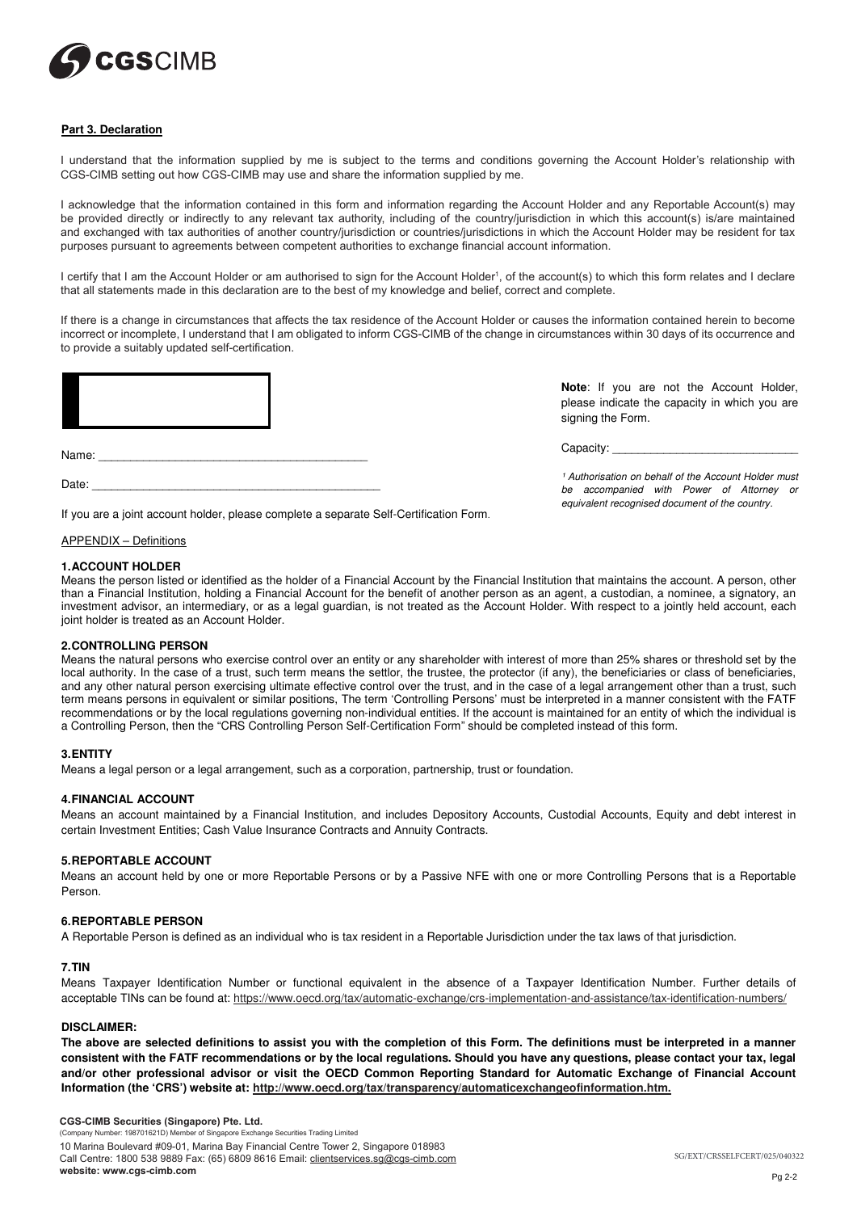**Part 3. Declaration**

I understand that the information supplied by me is subject to the terms and conditions governing the Account Holder's relationship with CGS-CIMB setting out how CGS-CIMB may use and share the information supplied by me.

I acknowledge that the information contained in this form and information regarding the Account Holder and any Reportable Account(s) may be provided directly or indirectly to any relevant tax authority, including of the country/jurisdiction in which this account(s) is/are maintained and exchanged with tax authorities of another country/jurisdiction or countries/jurisdictions in which the Account Holder may be resident for tax purposes pursuant to agreements between competent authorities to exchange financial account information.

I certify that I am the Account Holder or am authorised to sign for the Account Holder[1], of the account(s) to which this form relates and I declare that all statements made in this declaration are to the best of my knowledge and belief, correct and complete.

If there is a change in circumstances that affects the tax residence of the Account Holder or causes the information contained herein to become incorrect or incomplete, I understand that I am obligated to inform CGS-CIMB of the change in circumstances within 30 days of its occurrence and to provide a suitably updated self-certification.

Name: ___________________________________________

Date: ______________________________________________

**Note**: If you are not the Account Holder, please indicate the capacity in which you are signing the Form.

Capacity: ______________________________

*[1] Authorisation on behalf of the Account Holder must be accompanied with Power of Attorney or equivalent recognised document of the country.*

If you are a joint account holder, please complete a separate Self-Certification Form.

APPENDIX – Definitions

**1. ACCOUNT HOLDER**

Means the person listed or identified as the holder of a Financial Account by the Financial Institution that maintains the account. A person, other than a Financial Institution, holding a Financial Account for the benefit of another person as an agent, a custodian, a nominee, a signatory, an investment advisor, an intermediary, or as a legal guardian, is not treated as the Account Holder. With respect to a jointly held account, each joint holder is treated as an Account Holder.

**2. CONTROLLING PERSON**

Means the natural persons who exercise control over an entity or any shareholder with interest of more than 25% shares or threshold set by the local authority. In the case of a trust, such term means the settlor, the trustee, the protector (if any), the beneficiaries or class of beneficiaries, and any other natural person exercising ultimate effective control over the trust, and in the case of a legal arrangement other than a trust, such term means persons in equivalent or similar positions, The term 'Controlling Persons' must be interpreted in a manner consistent with the FATF recommendations or by the local regulations governing non-individual entities. If the account is maintained for an entity of which the individual is a Controlling Person, then the "CRS Controlling Person Self-Certification Form" should be completed instead of this form.

**3. ENTITY**

Means a legal person or a legal arrangement, such as a corporation, partnership, trust or foundation.

**4. FINANCIAL ACCOUNT**

Means an account maintained by a Financial Institution, and includes Depository Accounts, Custodial Accounts, Equity and debt interest in certain Investment Entities; Cash Value Insurance Contracts and Annuity Contracts.

**5. REPORTABLE ACCOUNT**

Means an account held by one or more Reportable Persons or by a Passive NFE with one or more Controlling Persons that is a Reportable Person.

**6. REPORTABLE PERSON**

A Reportable Person is defined as an individual who is tax resident in a Reportable Jurisdiction under the tax laws of that jurisdiction.

**7. TIN**

Means Taxpayer Identification Number or functional equivalent in the absence of a Taxpayer Identification Number. Further details of acceptable TINs can be found at: https://www.oecd.org/tax/automatic-exchange/crs-implementation-and-assistance/tax-identification-numbers/

**DISCLAIMER:**

**The above are selected definitions to assist you with the completion of this Form. The definitions must be interpreted in a manner consistent with the FATF recommendations or by the local regulations. Should you have any questions, please contact your tax, legal and/or other professional advisor or visit the OECD Common Reporting Standard for Automatic Exchange of Financial Account Information (the 'CRS') website at: http://www.oecd.org/tax/transparency/automaticexchangeofinformation.htm.**

**CGS-CIMB Securities (Singapore) Pte. Ltd.**
(Company Number: 198701621D) Member of Singapore Exchange Securities Trading Limited
10 Marina Boulevard #09-01, Marina Bay Financial Centre Tower 2, Singapore 018983
Call Centre: 1800 538 9889 Fax: (65) 6809 8616 Email: clientservices.sg@cgs-cimb.com
**website: www.cgs-cimb.com**

SG/EXT/CRSSELFCERT/025/040322